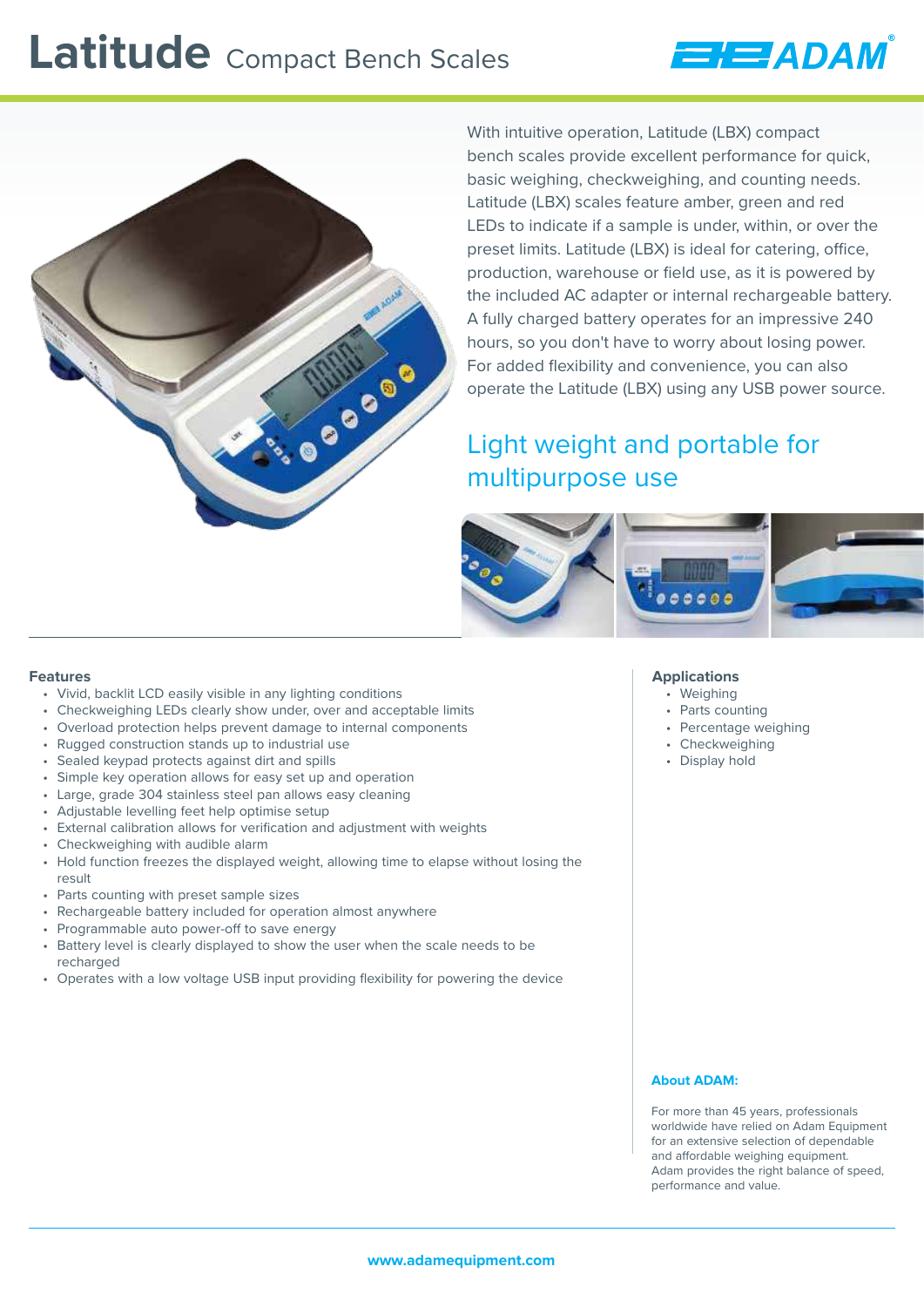# Latitude Compact Bench Scales

With intuitive operation, Latitude (LBX) compact bench scales provide excellent performance for quick, basic weighing, checkweighing, and counting needs. Latitude (LBX) scales feature amber, green and red LEDs to indicate if a sample is under, within, or over the preset limits. Latitude (LBX) is ideal for catering, office, production, warehouse or field use, as it is powered by the included AC adapter or internal rechargeable battery. A fully charged battery operates for an impressive 240 hours, so you don't have to worry about losing power. For added flexibility and convenience, you can also operate the Latitude (LBX) using any USB power source.

## Light weight and portable for multipurpose use

### Features

- Vivid, backlit LCD easily visible in any lighting conditions
- Checkweighing LEDs clearly show under, over and acceptable limits
- Overload protection helps prevent damage to internal components
- Rugged construction stands up to industrial use
- Sealed keypad protects against dirt and spills
- Simple key operation allows for easy set up and operation
- Large, grade 304 stainless steel pan allows easy cleaning
- Adjustable levelling feet help optimise setup
- External calibration allows for verification and adjustment with weights
- Checkweighing with audible alarm
- Hold function freezes the displayed weight, allowing time to elapse without losing the result
- Parts counting with preset sample sizes
- Rechargeable battery included for operation almost anywhere
- Programmable auto power-off to save energy
- Battery level is clearly displayed to show the user when the scale needs to be recharged
- Operates with a low voltage USB input providing flexibility for powering the device

### Applications

- Weighing
- Parts counting
- Percentage weighing
- Checkweighing
- Display hold

**About ADAM:**

For more than 45 years, professionals worldwide have relied on Adam Equipment for an extensive selection of dependable and affordable weighing equipment. Adam provides the right balance of speed, performance and value.

www.adamequipment.com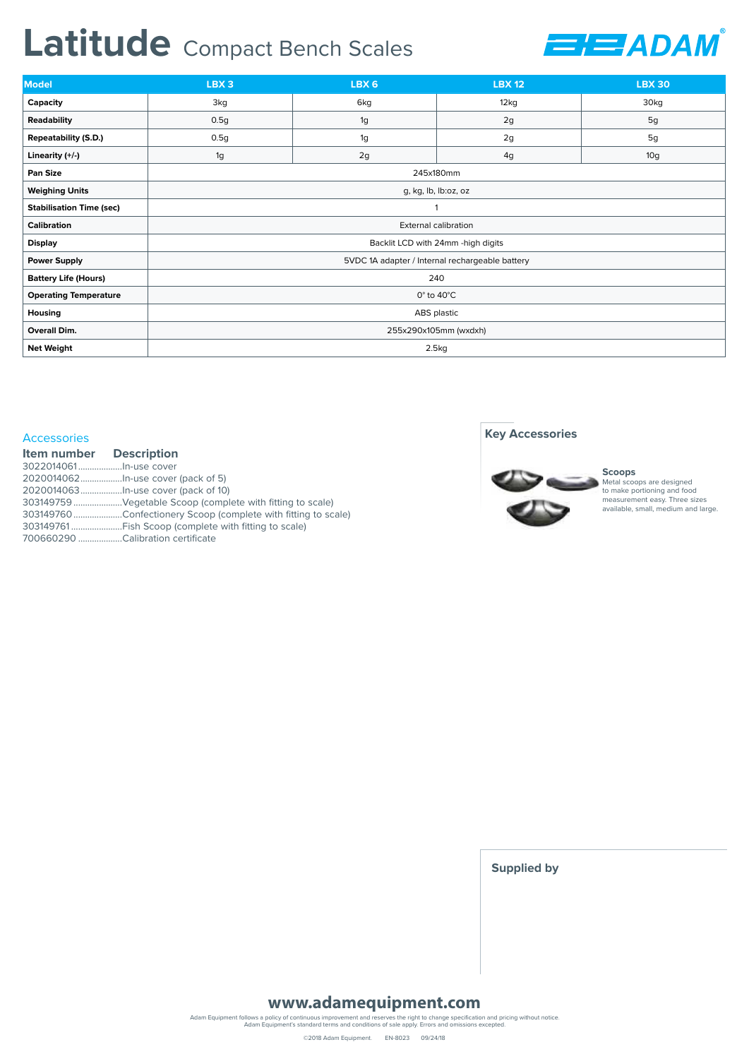# Latitude Compact Bench Scales

| Model | LBX 3 | LBX 6 | LBX 12 | LBX 30 |
|---|---|---|---|---|
| Capacity | 3kg | 6kg | 12kg | 30kg |
| Readability | 0.5g | 1g | 2g | 5g |
| Repeatability (S.D.) | 0.5g | 1g | 2g | 5g |
| Linearity (+/-) | 1g | 2g | 4g | 10g |
| Pan Size | 245x180mm | | | |
| Weighing Units | g, kg, lb, lb:oz, oz | | | |
| Stabilisation Time (sec) | 1 | | | |
| Calibration | External calibration | | | |
| Display | Backlit LCD with 24mm -high digits | | | |
| Power Supply | 5VDC 1A adapter / Internal rechargeable battery | | | |
| Battery Life (Hours) | 240 | | | |
| Operating Temperature | 0° to 40°C | | | |
| Housing | ABS plastic | | | |
| Overall Dim. | 255x290x105mm (wxdxh) | | | |
| Net Weight | 2.5kg | | | |

## Accessories

| Item number | Description |
|---|---|
| 3022014061 | In-use cover |
| 2020014062 | In-use cover (pack of 5) |
| 2020014063 | In-use cover (pack of 10) |
| 303149759 | Vegetable Scoop (complete with fitting to scale) |
| 303149760 | Confectionery Scoop (complete with fitting to scale) |
| 303149761 | Fish Scoop (complete with fitting to scale) |
| 700660290 | Calibration certificate |

## Key Accessories

**Scoops**
Metal scoops are designed to make portioning and food measurement easy. Three sizes available, small, medium and large.

**Supplied by**

**www.adamequipment.com**

Adam Equipment follows a policy of continuous improvement and reserves the right to change specification and pricing without notice.
Adam Equipment's standard terms and conditions of sale apply. Errors and omissions excepted.

©2018 Adam Equipment. EN-8023 09/24/18